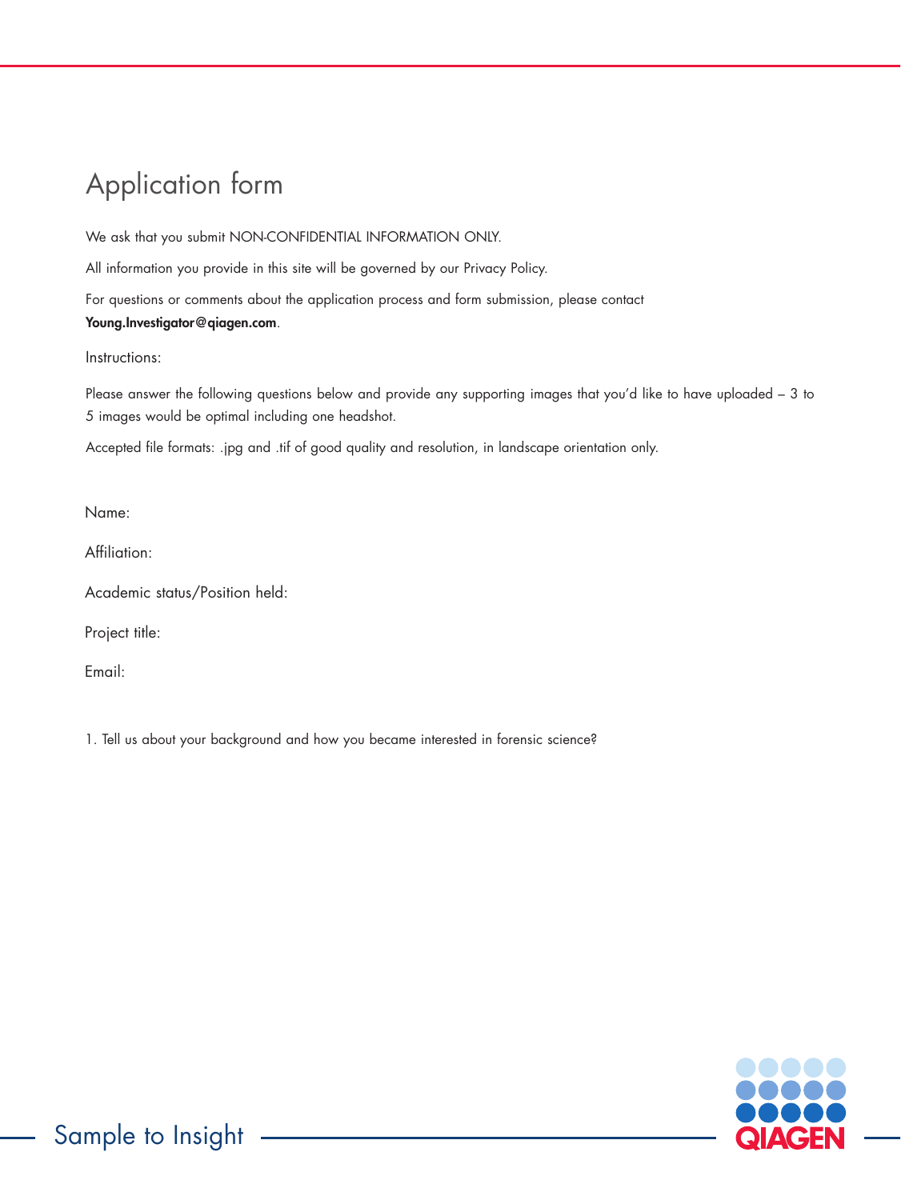# Application form

We ask that you submit NON-CONFIDENTIAL INFORMATION ONLY.

All information you provide in this site will be governed by our Privacy Policy.

For questions or comments about the application process and form submission, please contact **Young.Investigator@qiagen.com**.

Instructions:

Please answer the following questions below and provide any supporting images that you'd like to have uploaded – 3 to 5 images would be optimal including one headshot.

Accepted file formats: .jpg and .tif of good quality and resolution, in landscape orientation only.

Name:

Affiliation:

Academic status/Position held:

Project title:

Email:

1. Tell us about your background and how you became interested in forensic science?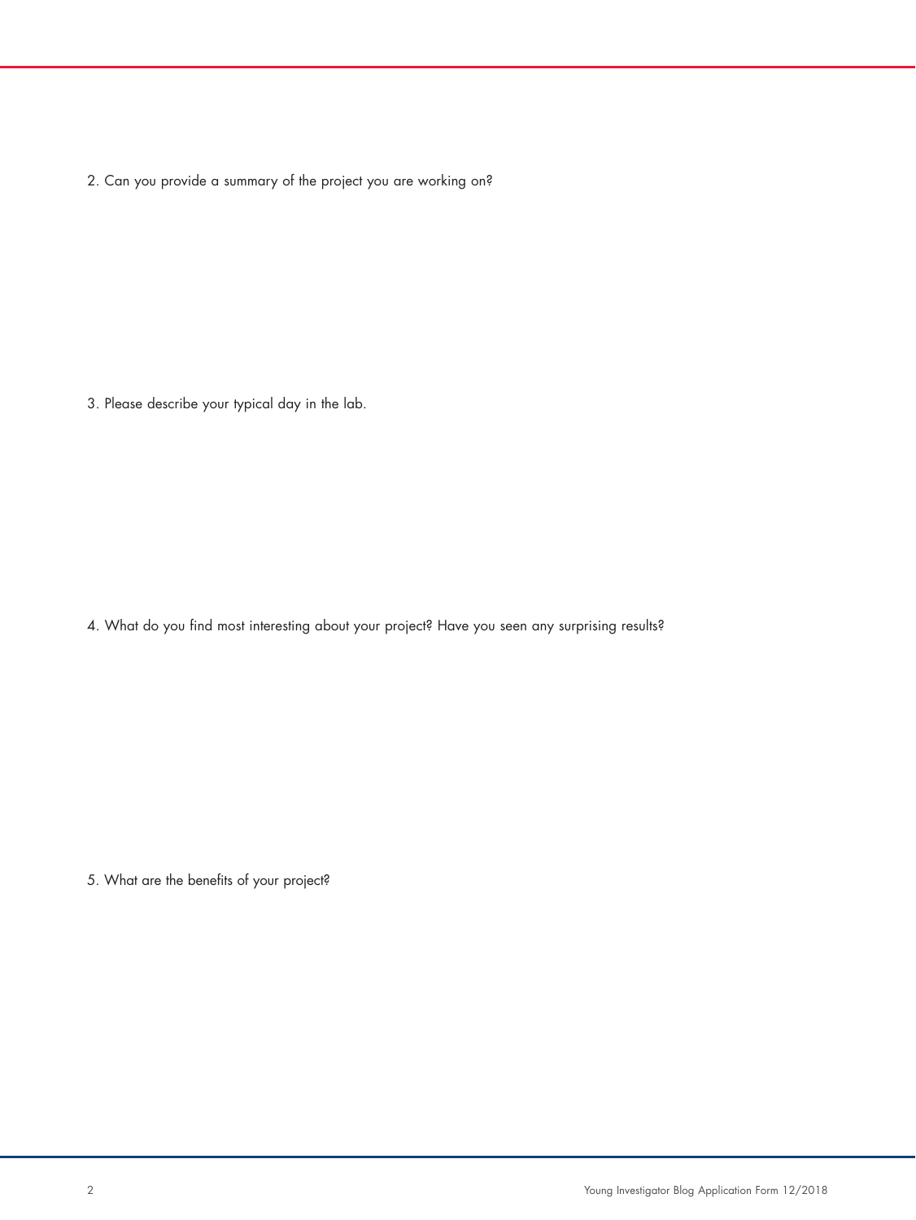2. Can you provide a summary of the project you are working on?

3. Please describe your typical day in the lab.

4. What do you find most interesting about your project? Have you seen any surprising results?

5. What are the benefits of your project?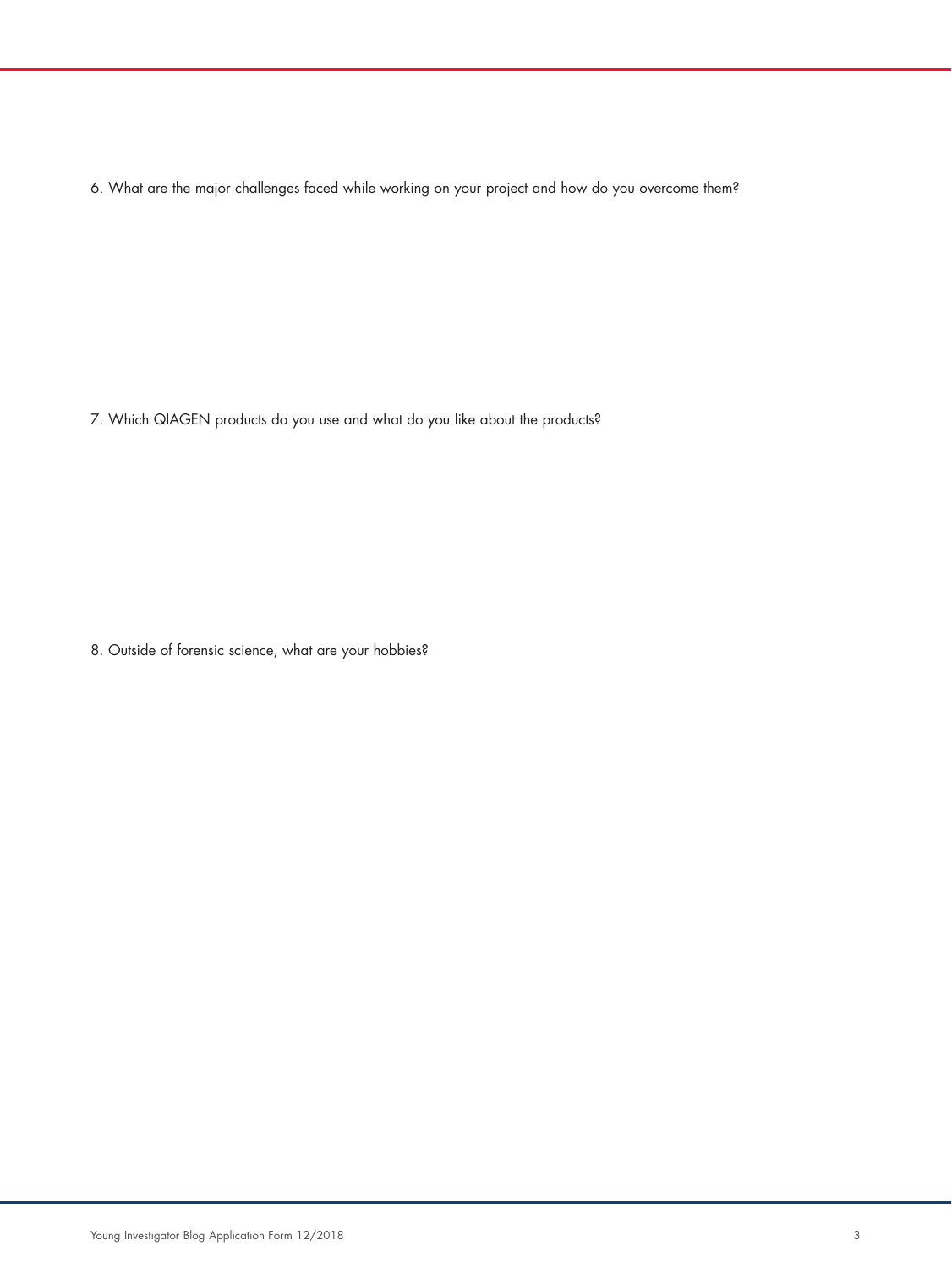6. What are the major challenges faced while working on your project and how do you overcome them?

7. Which QIAGEN products do you use and what do you like about the products?

8. Outside of forensic science, what are your hobbies?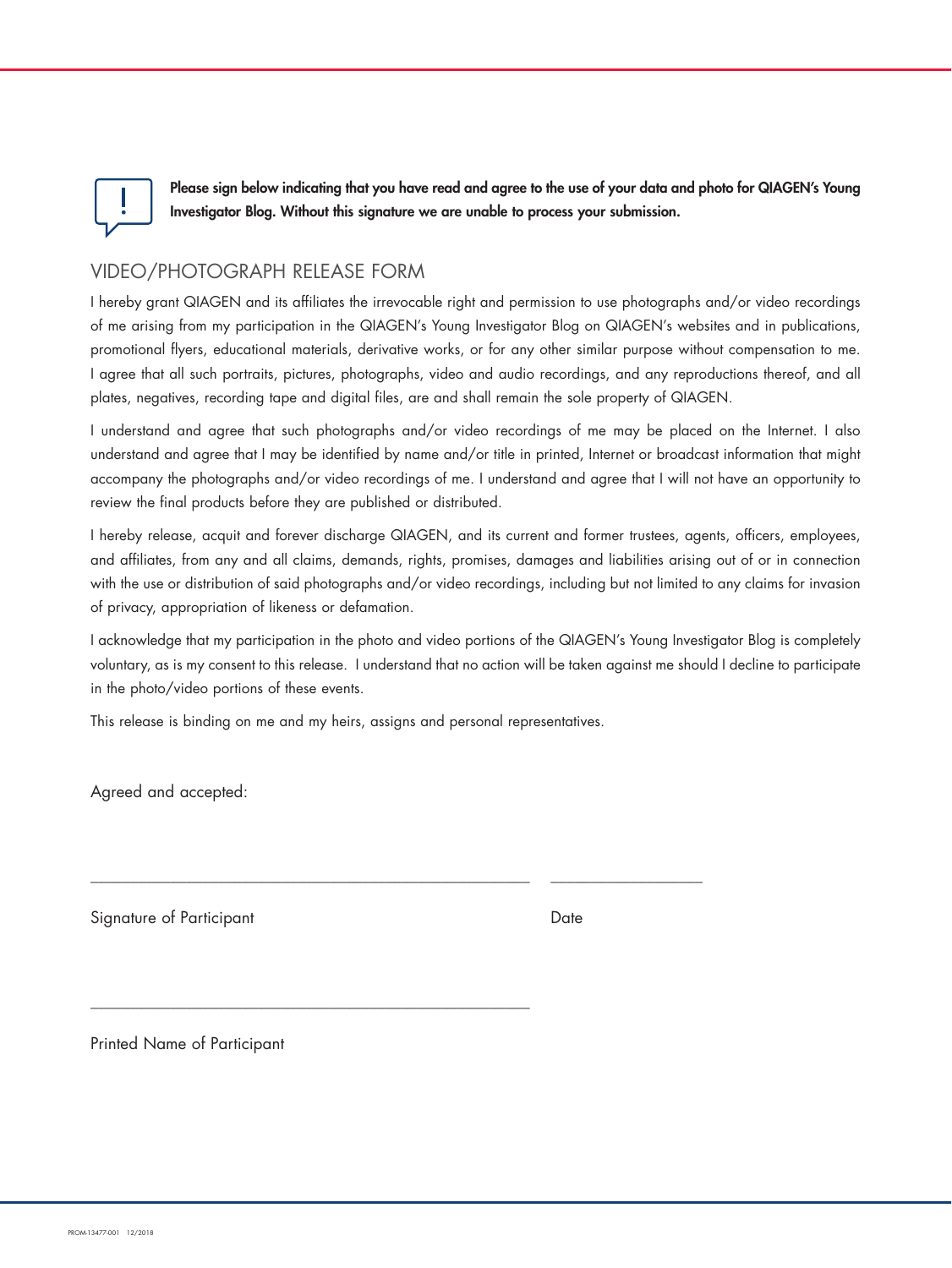**Please sign below indicating that you have read and agree to the use of your data and photo for QIAGEN's Young Investigator Blog. Without this signature we are unable to process your submission.**

## VIDEO/PHOTOGRAPH RELEASE FORM

I hereby grant QIAGEN and its affiliates the irrevocable right and permission to use photographs and/or video recordings of me arising from my participation in the QIAGEN's Young Investigator Blog on QIAGEN's websites and in publications, promotional flyers, educational materials, derivative works, or for any other similar purpose without compensation to me. I agree that all such portraits, pictures, photographs, video and audio recordings, and any reproductions thereof, and all plates, negatives, recording tape and digital files, are and shall remain the sole property of QIAGEN.

I understand and agree that such photographs and/or video recordings of me may be placed on the Internet. I also understand and agree that I may be identified by name and/or title in printed, Internet or broadcast information that might accompany the photographs and/or video recordings of me. I understand and agree that I will not have an opportunity to review the final products before they are published or distributed.

I hereby release, acquit and forever discharge QIAGEN, and its current and former trustees, agents, officers, employees, and affiliates, from any and all claims, demands, rights, promises, damages and liabilities arising out of or in connection with the use or distribution of said photographs and/or video recordings, including but not limited to any claims for invasion of privacy, appropriation of likeness or defamation.

I acknowledge that my participation in the photo and video portions of the QIAGEN's Young Investigator Blog is completely voluntary, as is my consent to this release. I understand that no action will be taken against me should I decline to participate in the photo/video portions of these events.

This release is binding on me and my heirs, assigns and personal representatives.

Agreed and accepted:

\_\_\_\_\_\_\_\_\_\_\_\_\_\_\_\_\_\_\_\_\_\_\_\_\_\_\_\_\_\_\_\_\_\_\_\_\_\_\_\_ \_\_\_\_\_\_\_\_\_\_\_\_\_\_\_

Signature of Participant Date

\_\_\_\_\_\_\_\_\_\_\_\_\_\_\_\_\_\_\_\_\_\_\_\_\_\_\_\_\_\_\_\_\_\_\_\_\_\_\_\_

Printed Name of Participant

PROM-13477-001 12/2018